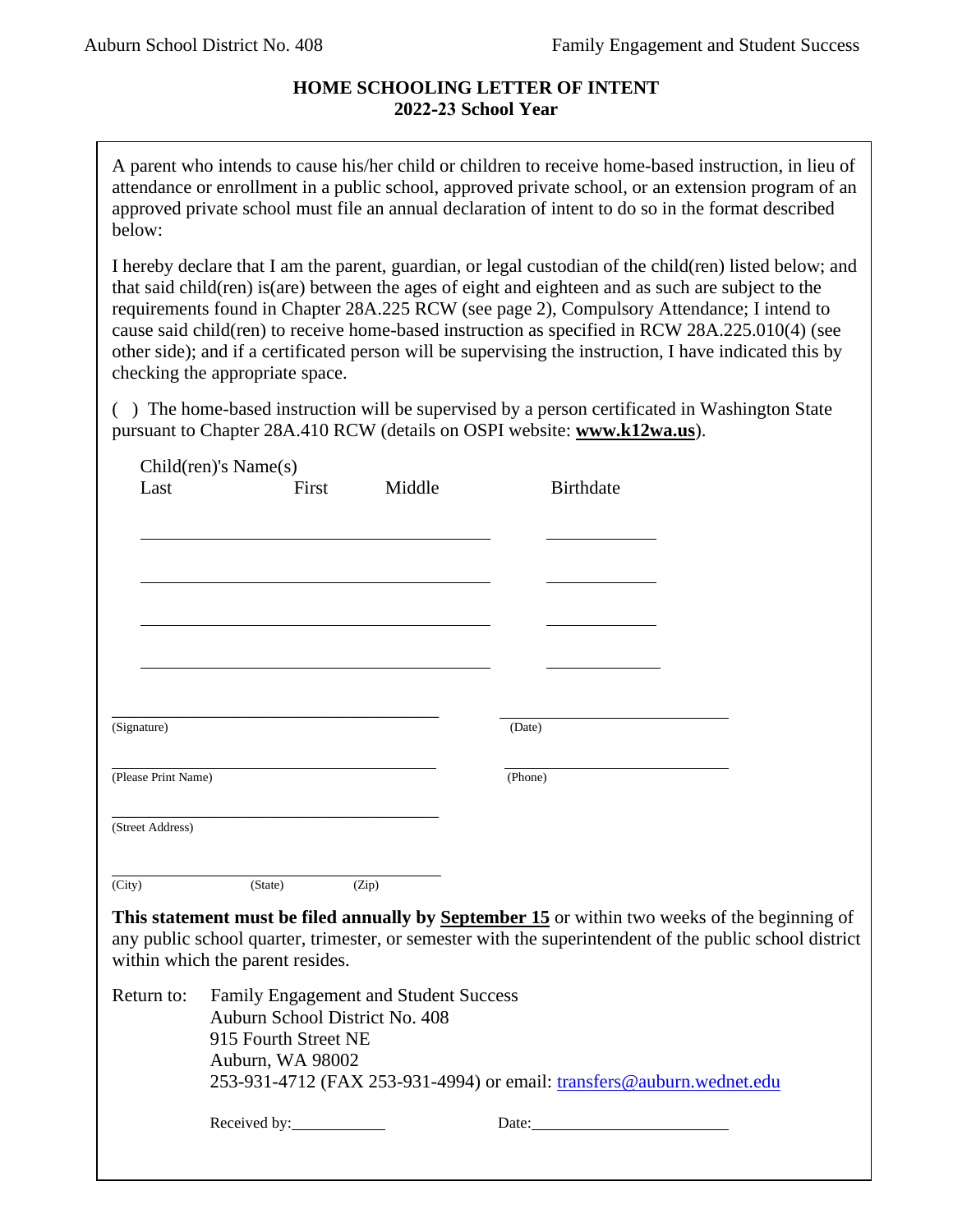# HOME SCHOOLING LETTER OF INTENT
## 2022-23 School Year

A parent who intends to cause his/her child or children to receive home-based instruction, in lieu of attendance or enrollment in a public school, approved private school, or an extension program of an approved private school must file an annual declaration of intent to do so in the format described below:

I hereby declare that I am the parent, guardian, or legal custodian of the child(ren) listed below; and that said child(ren) is(are) between the ages of eight and eighteen and as such are subject to the requirements found in Chapter 28A.225 RCW (see page 2), Compulsory Attendance; I intend to cause said child(ren) to receive home-based instruction as specified in RCW 28A.225.010(4) (see other side); and if a certificated person will be supervising the instruction, I have indicated this by checking the appropriate space.

( ) The home-based instruction will be supervised by a person certificated in Washington State pursuant to Chapter 28A.410 RCW (details on OSPI website: **www.k12wa.us**).

Child(ren)'s Name(s)

| Last | First | Middle | Birthdate |
|---|---|---|---|
| | | | |
| | | | |
| | | | |
| | | | |

\_\_\_\_\_\_\_\_\_\_\_\_\_\_\_\_\_\_\_\_\_\_\_\_\_\_\_\_\_\_ (Signature) \_\_\_\_\_\_\_\_\_\_\_\_\_\_\_\_\_\_\_\_\_\_\_\_ (Date)

\_\_\_\_\_\_\_\_\_\_\_\_\_\_\_\_\_\_\_\_\_\_\_\_\_\_\_\_\_\_ (Please Print Name) \_\_\_\_\_\_\_\_\_\_\_\_\_\_\_\_\_\_\_\_\_\_\_\_ (Phone)

\_\_\_\_\_\_\_\_\_\_\_\_\_\_\_\_\_\_\_\_\_\_\_\_\_\_\_\_\_\_ (Street Address)

\_\_\_\_\_\_\_\_\_\_\_\_\_\_\_\_\_\_\_\_\_\_\_\_\_\_\_\_\_\_ (City) (State) (Zip)

**This statement must be filed annually by <u>September 15</u>** or within two weeks of the beginning of any public school quarter, trimester, or semester with the superintendent of the public school district within which the parent resides.

Return to:
Family Engagement and Student Success
Auburn School District No. 408
915 Fourth Street NE
Auburn, WA 98002
253-931-4712 (FAX 253-931-4994) or email: transfers@auburn.wednet.edu

Received by:\_\_\_\_\_\_\_\_\_\_\_\_ Date:\_\_\_\_\_\_\_\_\_\_\_\_\_\_\_\_\_\_\_\_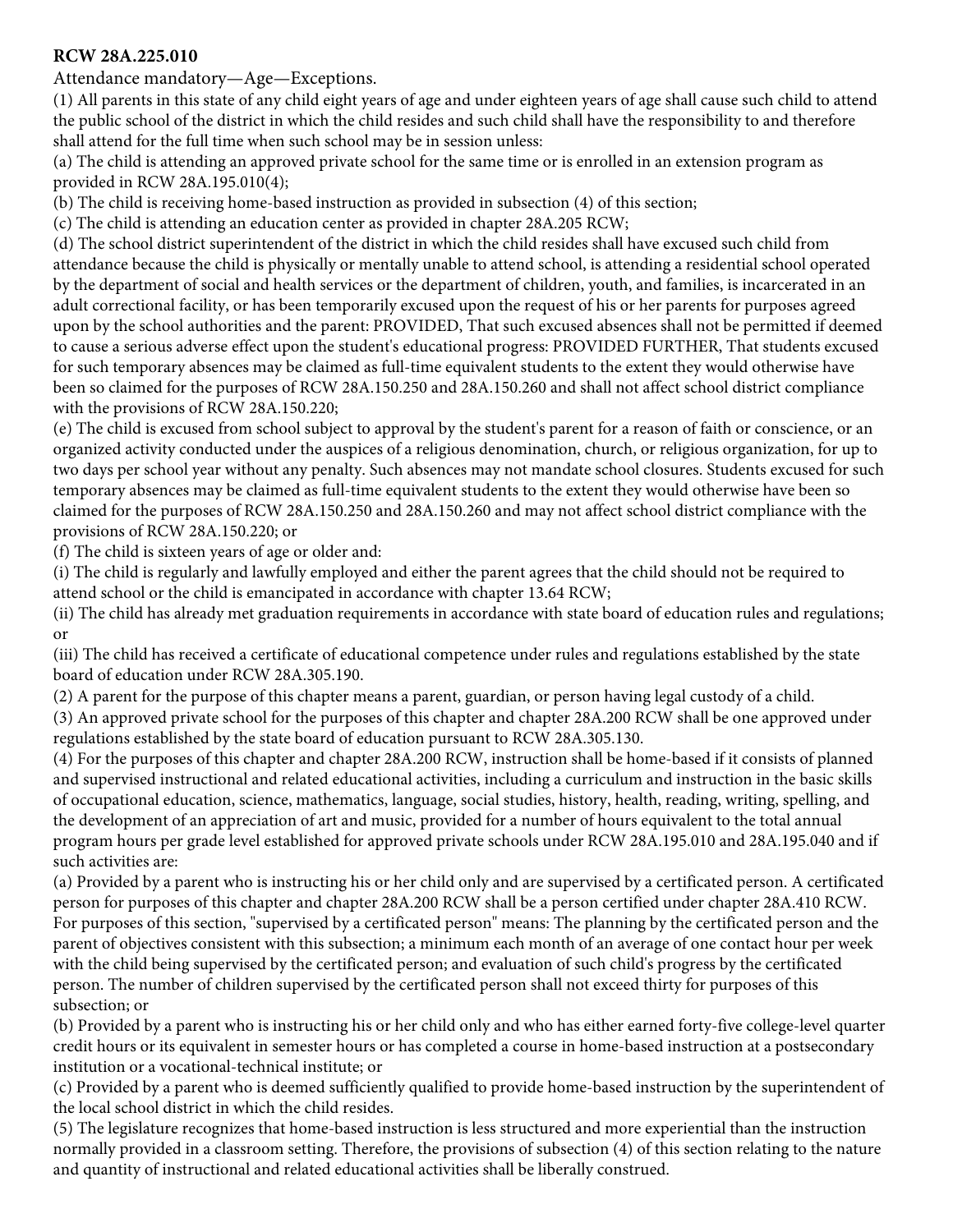**RCW 28A.225.010**

Attendance mandatory—Age—Exceptions.

(1) All parents in this state of any child eight years of age and under eighteen years of age shall cause such child to attend the public school of the district in which the child resides and such child shall have the responsibility to and therefore shall attend for the full time when such school may be in session unless:

(a) The child is attending an approved private school for the same time or is enrolled in an extension program as provided in RCW 28A.195.010(4);

(b) The child is receiving home-based instruction as provided in subsection (4) of this section;

(c) The child is attending an education center as provided in chapter 28A.205 RCW;

(d) The school district superintendent of the district in which the child resides shall have excused such child from attendance because the child is physically or mentally unable to attend school, is attending a residential school operated by the department of social and health services or the department of children, youth, and families, is incarcerated in an adult correctional facility, or has been temporarily excused upon the request of his or her parents for purposes agreed upon by the school authorities and the parent: PROVIDED, That such excused absences shall not be permitted if deemed to cause a serious adverse effect upon the student's educational progress: PROVIDED FURTHER, That students excused for such temporary absences may be claimed as full-time equivalent students to the extent they would otherwise have been so claimed for the purposes of RCW 28A.150.250 and 28A.150.260 and shall not affect school district compliance with the provisions of RCW 28A.150.220;

(e) The child is excused from school subject to approval by the student's parent for a reason of faith or conscience, or an organized activity conducted under the auspices of a religious denomination, church, or religious organization, for up to two days per school year without any penalty. Such absences may not mandate school closures. Students excused for such temporary absences may be claimed as full-time equivalent students to the extent they would otherwise have been so claimed for the purposes of RCW 28A.150.250 and 28A.150.260 and may not affect school district compliance with the provisions of RCW 28A.150.220; or

(f) The child is sixteen years of age or older and:

(i) The child is regularly and lawfully employed and either the parent agrees that the child should not be required to attend school or the child is emancipated in accordance with chapter 13.64 RCW;

(ii) The child has already met graduation requirements in accordance with state board of education rules and regulations; or

(iii) The child has received a certificate of educational competence under rules and regulations established by the state board of education under RCW 28A.305.190.

(2) A parent for the purpose of this chapter means a parent, guardian, or person having legal custody of a child.

(3) An approved private school for the purposes of this chapter and chapter 28A.200 RCW shall be one approved under regulations established by the state board of education pursuant to RCW 28A.305.130.

(4) For the purposes of this chapter and chapter 28A.200 RCW, instruction shall be home-based if it consists of planned and supervised instructional and related educational activities, including a curriculum and instruction in the basic skills of occupational education, science, mathematics, language, social studies, history, health, reading, writing, spelling, and the development of an appreciation of art and music, provided for a number of hours equivalent to the total annual program hours per grade level established for approved private schools under RCW 28A.195.010 and 28A.195.040 and if such activities are:

(a) Provided by a parent who is instructing his or her child only and are supervised by a certificated person. A certificated person for purposes of this chapter and chapter 28A.200 RCW shall be a person certified under chapter 28A.410 RCW. For purposes of this section, "supervised by a certificated person" means: The planning by the certificated person and the parent of objectives consistent with this subsection; a minimum each month of an average of one contact hour per week with the child being supervised by the certificated person; and evaluation of such child's progress by the certificated person. The number of children supervised by the certificated person shall not exceed thirty for purposes of this subsection; or

(b) Provided by a parent who is instructing his or her child only and who has either earned forty-five college-level quarter credit hours or its equivalent in semester hours or has completed a course in home-based instruction at a postsecondary institution or a vocational-technical institute; or

(c) Provided by a parent who is deemed sufficiently qualified to provide home-based instruction by the superintendent of the local school district in which the child resides.

(5) The legislature recognizes that home-based instruction is less structured and more experiential than the instruction normally provided in a classroom setting. Therefore, the provisions of subsection (4) of this section relating to the nature and quantity of instructional and related educational activities shall be liberally construed.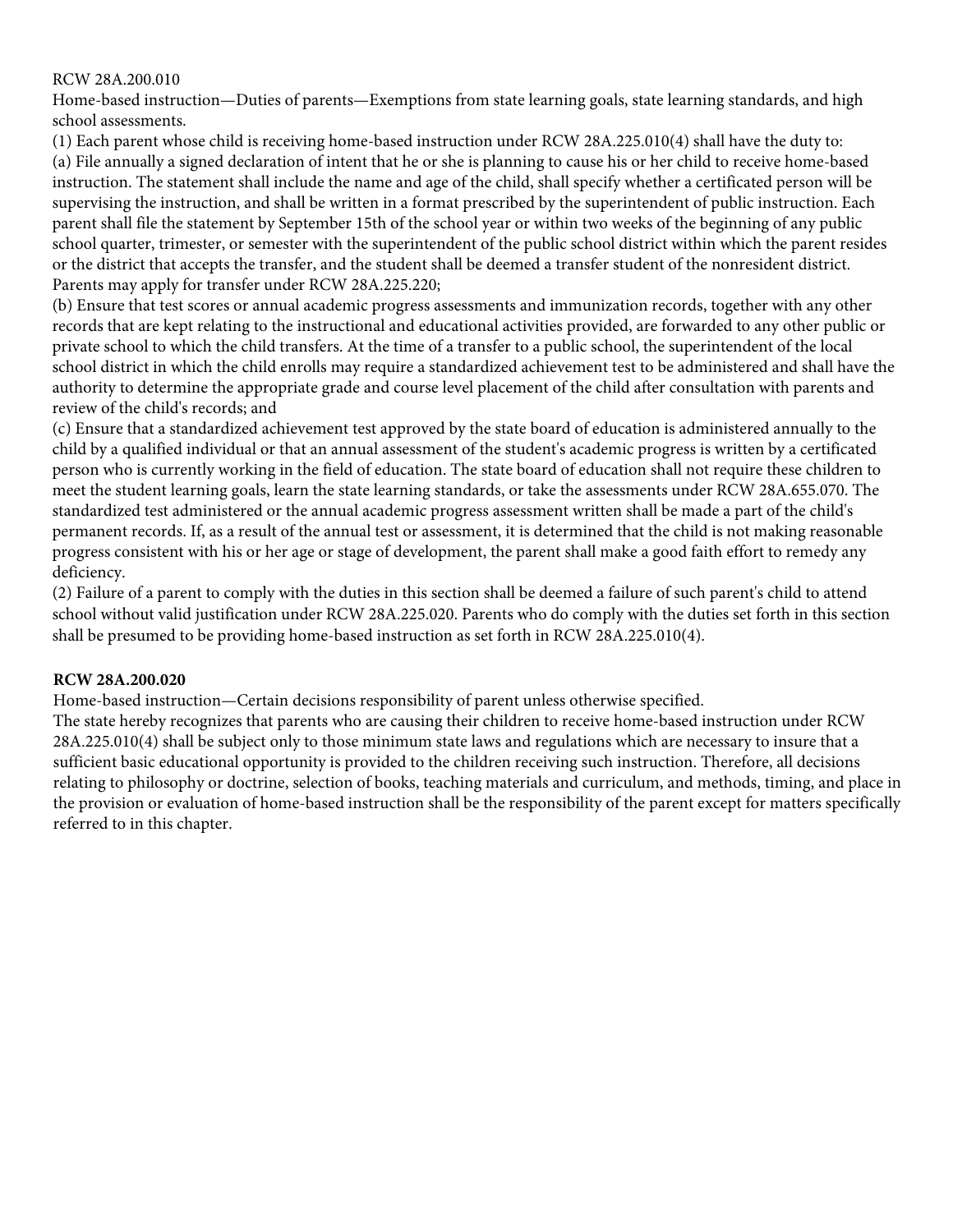RCW 28A.200.010

Home-based instruction—Duties of parents—Exemptions from state learning goals, state learning standards, and high school assessments.

(1) Each parent whose child is receiving home-based instruction under RCW 28A.225.010(4) shall have the duty to:

(a) File annually a signed declaration of intent that he or she is planning to cause his or her child to receive home-based instruction. The statement shall include the name and age of the child, shall specify whether a certificated person will be supervising the instruction, and shall be written in a format prescribed by the superintendent of public instruction. Each parent shall file the statement by September 15th of the school year or within two weeks of the beginning of any public school quarter, trimester, or semester with the superintendent of the public school district within which the parent resides or the district that accepts the transfer, and the student shall be deemed a transfer student of the nonresident district. Parents may apply for transfer under RCW 28A.225.220;

(b) Ensure that test scores or annual academic progress assessments and immunization records, together with any other records that are kept relating to the instructional and educational activities provided, are forwarded to any other public or private school to which the child transfers. At the time of a transfer to a public school, the superintendent of the local school district in which the child enrolls may require a standardized achievement test to be administered and shall have the authority to determine the appropriate grade and course level placement of the child after consultation with parents and review of the child's records; and

(c) Ensure that a standardized achievement test approved by the state board of education is administered annually to the child by a qualified individual or that an annual assessment of the student's academic progress is written by a certificated person who is currently working in the field of education. The state board of education shall not require these children to meet the student learning goals, learn the state learning standards, or take the assessments under RCW 28A.655.070. The standardized test administered or the annual academic progress assessment written shall be made a part of the child's permanent records. If, as a result of the annual test or assessment, it is determined that the child is not making reasonable progress consistent with his or her age or stage of development, the parent shall make a good faith effort to remedy any deficiency.

(2) Failure of a parent to comply with the duties in this section shall be deemed a failure of such parent's child to attend school without valid justification under RCW 28A.225.020. Parents who do comply with the duties set forth in this section shall be presumed to be providing home-based instruction as set forth in RCW 28A.225.010(4).

**RCW 28A.200.020**

Home-based instruction—Certain decisions responsibility of parent unless otherwise specified.

The state hereby recognizes that parents who are causing their children to receive home-based instruction under RCW 28A.225.010(4) shall be subject only to those minimum state laws and regulations which are necessary to insure that a sufficient basic educational opportunity is provided to the children receiving such instruction. Therefore, all decisions relating to philosophy or doctrine, selection of books, teaching materials and curriculum, and methods, timing, and place in the provision or evaluation of home-based instruction shall be the responsibility of the parent except for matters specifically referred to in this chapter.